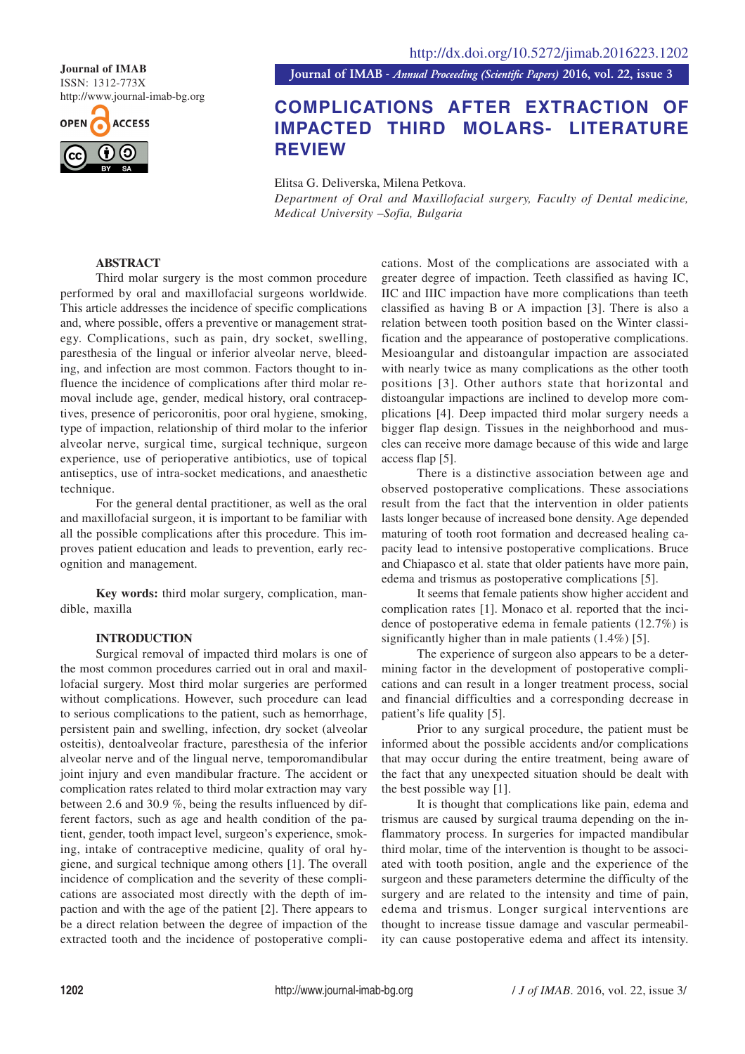http://dx.doi.org/10.5272/jimab.2016223.1202

Journal of IMAB
ISSN: 1312-773X
http://www.journal-imab-bg.org

Journal of IMAB - *Annual Proceeding (Scientific Papers)* 2016, vol. 22, issue 3

# COMPLICATIONS AFTER EXTRACTION OF IMPACTED THIRD MOLARS- LITERATURE REVIEW

Elitsa G. Deliverska, Milena Petkova.
*Department of Oral and Maxillofacial surgery, Faculty of Dental medicine, Medical University –Sofia, Bulgaria*

## ABSTRACT

Third molar surgery is the most common procedure performed by oral and maxillofacial surgeons worldwide. This article addresses the incidence of specific complications and, where possible, offers a preventive or management strategy. Complications, such as pain, dry socket, swelling, paresthesia of the lingual or inferior alveolar nerve, bleeding, and infection are most common. Factors thought to influence the incidence of complications after third molar removal include age, gender, medical history, oral contraceptives, presence of pericoronitis, poor oral hygiene, smoking, type of impaction, relationship of third molar to the inferior alveolar nerve, surgical time, surgical technique, surgeon experience, use of perioperative antibiotics, use of topical antiseptics, use of intra-socket medications, and anaesthetic technique.

For the general dental practitioner, as well as the oral and maxillofacial surgeon, it is important to be familiar with all the possible complications after this procedure. This improves patient education and leads to prevention, early recognition and management.

**Key words:** third molar surgery, complication, mandible, maxilla

## INTRODUCTION

Surgical removal of impacted third molars is one of the most common procedures carried out in oral and maxillofacial surgery. Most third molar surgeries are performed without complications. However, such procedure can lead to serious complications to the patient, such as hemorrhage, persistent pain and swelling, infection, dry socket (alveolar osteitis), dentoalveolar fracture, paresthesia of the inferior alveolar nerve and of the lingual nerve, temporomandibular joint injury and even mandibular fracture. The accident or complication rates related to third molar extraction may vary between 2.6 and 30.9 %, being the results influenced by different factors, such as age and health condition of the patient, gender, tooth impact level, surgeon's experience, smoking, intake of contraceptive medicine, quality of oral hygiene, and surgical technique among others [1]. The overall incidence of complication and the severity of these complications are associated most directly with the depth of impaction and with the age of the patient [2]. There appears to be a direct relation between the degree of impaction of the extracted tooth and the incidence of postoperative complications. Most of the complications are associated with a greater degree of impaction. Teeth classified as having IC, IIC and IIIC impaction have more complications than teeth classified as having B or A impaction [3]. There is also a relation between tooth position based on the Winter classification and the appearance of postoperative complications. Mesioangular and distoangular impaction are associated with nearly twice as many complications as the other tooth positions [3]. Other authors state that horizontal and distoangular impactions are inclined to develop more complications [4]. Deep impacted third molar surgery needs a bigger flap design. Tissues in the neighborhood and muscles can receive more damage because of this wide and large access flap [5].

There is a distinctive association between age and observed postoperative complications. These associations result from the fact that the intervention in older patients lasts longer because of increased bone density. Age depended maturing of tooth root formation and decreased healing capacity lead to intensive postoperative complications. Bruce and Chiapasco et al. state that older patients have more pain, edema and trismus as postoperative complications [5].

It seems that female patients show higher accident and complication rates [1]. Monaco et al. reported that the incidence of postoperative edema in female patients (12.7%) is significantly higher than in male patients (1.4%) [5].

The experience of surgeon also appears to be a determining factor in the development of postoperative complications and can result in a longer treatment process, social and financial difficulties and a corresponding decrease in patient's life quality [5].

Prior to any surgical procedure, the patient must be informed about the possible accidents and/or complications that may occur during the entire treatment, being aware of the fact that any unexpected situation should be dealt with the best possible way [1].

It is thought that complications like pain, edema and trismus are caused by surgical trauma depending on the inflammatory process. In surgeries for impacted mandibular third molar, time of the intervention is thought to be associated with tooth position, angle and the experience of the surgeon and these parameters determine the difficulty of the surgery and are related to the intensity and time of pain, edema and trismus. Longer surgical interventions are thought to increase tissue damage and vascular permeability can cause postoperative edema and affect its intensity.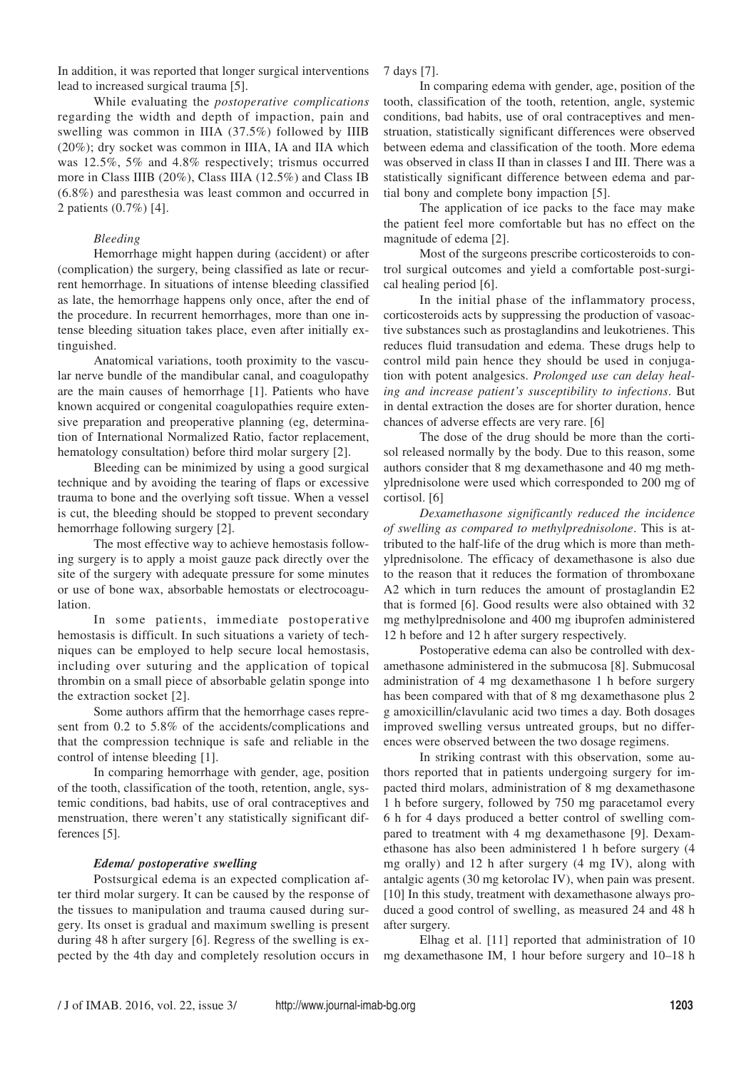In addition, it was reported that longer surgical interventions lead to increased surgical trauma [5].

While evaluating the *postoperative complications* regarding the width and depth of impaction, pain and swelling was common in IIIA (37.5%) followed by IIIB (20%); dry socket was common in IIIA, IA and IIA which was 12.5%, 5% and 4.8% respectively; trismus occurred more in Class IIIB (20%), Class IIIA (12.5%) and Class IB (6.8%) and paresthesia was least common and occurred in 2 patients (0.7%) [4].

### *Bleeding*

Hemorrhage might happen during (accident) or after (complication) the surgery, being classified as late or recurrent hemorrhage. In situations of intense bleeding classified as late, the hemorrhage happens only once, after the end of the procedure. In recurrent hemorrhages, more than one intense bleeding situation takes place, even after initially extinguished.

Anatomical variations, tooth proximity to the vascular nerve bundle of the mandibular canal, and coagulopathy are the main causes of hemorrhage [1]. Patients who have known acquired or congenital coagulopathies require extensive preparation and preoperative planning (eg, determination of International Normalized Ratio, factor replacement, hematology consultation) before third molar surgery [2].

Bleeding can be minimized by using a good surgical technique and by avoiding the tearing of flaps or excessive trauma to bone and the overlying soft tissue. When a vessel is cut, the bleeding should be stopped to prevent secondary hemorrhage following surgery [2].

The most effective way to achieve hemostasis following surgery is to apply a moist gauze pack directly over the site of the surgery with adequate pressure for some minutes or use of bone wax, absorbable hemostats or electrocoagulation.

In some patients, immediate postoperative hemostasis is difficult. In such situations a variety of techniques can be employed to help secure local hemostasis, including over suturing and the application of topical thrombin on a small piece of absorbable gelatin sponge into the extraction socket [2].

Some authors affirm that the hemorrhage cases represent from 0.2 to 5.8% of the accidents/complications and that the compression technique is safe and reliable in the control of intense bleeding [1].

In comparing hemorrhage with gender, age, position of the tooth, classification of the tooth, retention, angle, systemic conditions, bad habits, use of oral contraceptives and menstruation, there weren't any statistically significant differences [5].

### ***Edema/ postoperative swelling***

Postsurgical edema is an expected complication after third molar surgery. It can be caused by the response of the tissues to manipulation and trauma caused during surgery. Its onset is gradual and maximum swelling is present during 48 h after surgery [6]. Regress of the swelling is expected by the 4th day and completely resolution occurs in 7 days [7].

In comparing edema with gender, age, position of the tooth, classification of the tooth, retention, angle, systemic conditions, bad habits, use of oral contraceptives and menstruation, statistically significant differences were observed between edema and classification of the tooth. More edema was observed in class II than in classes I and III. There was a statistically significant difference between edema and partial bony and complete bony impaction [5].

The application of ice packs to the face may make the patient feel more comfortable but has no effect on the magnitude of edema [2].

Most of the surgeons prescribe corticosteroids to control surgical outcomes and yield a comfortable post-surgical healing period [6].

In the initial phase of the inflammatory process, corticosteroids acts by suppressing the production of vasoactive substances such as prostaglandins and leukotrienes. This reduces fluid transudation and edema. These drugs help to control mild pain hence they should be used in conjugation with potent analgesics. *Prolonged use can delay healing and increase patient's susceptibility to infections.* But in dental extraction the doses are for shorter duration, hence chances of adverse effects are very rare. [6]

The dose of the drug should be more than the cortisol released normally by the body. Due to this reason, some authors consider that 8 mg dexamethasone and 40 mg methylprednisolone were used which corresponded to 200 mg of cortisol. [6]

*Dexamethasone significantly reduced the incidence of swelling as compared to methylprednisolone*. This is attributed to the half-life of the drug which is more than methylprednisolone. The efficacy of dexamethasone is also due to the reason that it reduces the formation of thromboxane A2 which in turn reduces the amount of prostaglandin E2 that is formed [6]. Good results were also obtained with 32 mg methylprednisolone and 400 mg ibuprofen administered 12 h before and 12 h after surgery respectively.

Postoperative edema can also be controlled with dexamethasone administered in the submucosa [8]. Submucosal administration of 4 mg dexamethasone 1 h before surgery has been compared with that of 8 mg dexamethasone plus 2 g amoxicillin/clavulanic acid two times a day. Both dosages improved swelling versus untreated groups, but no differences were observed between the two dosage regimens.

In striking contrast with this observation, some authors reported that in patients undergoing surgery for impacted third molars, administration of 8 mg dexamethasone 1 h before surgery, followed by 750 mg paracetamol every 6 h for 4 days produced a better control of swelling compared to treatment with 4 mg dexamethasone [9]. Dexamethasone has also been administered 1 h before surgery (4 mg orally) and 12 h after surgery (4 mg IV), along with antalgic agents (30 mg ketorolac IV), when pain was present. [10] In this study, treatment with dexamethasone always produced a good control of swelling, as measured 24 and 48 h after surgery.

Elhag et al. [11] reported that administration of 10 mg dexamethasone IM, 1 hour before surgery and 10–18 h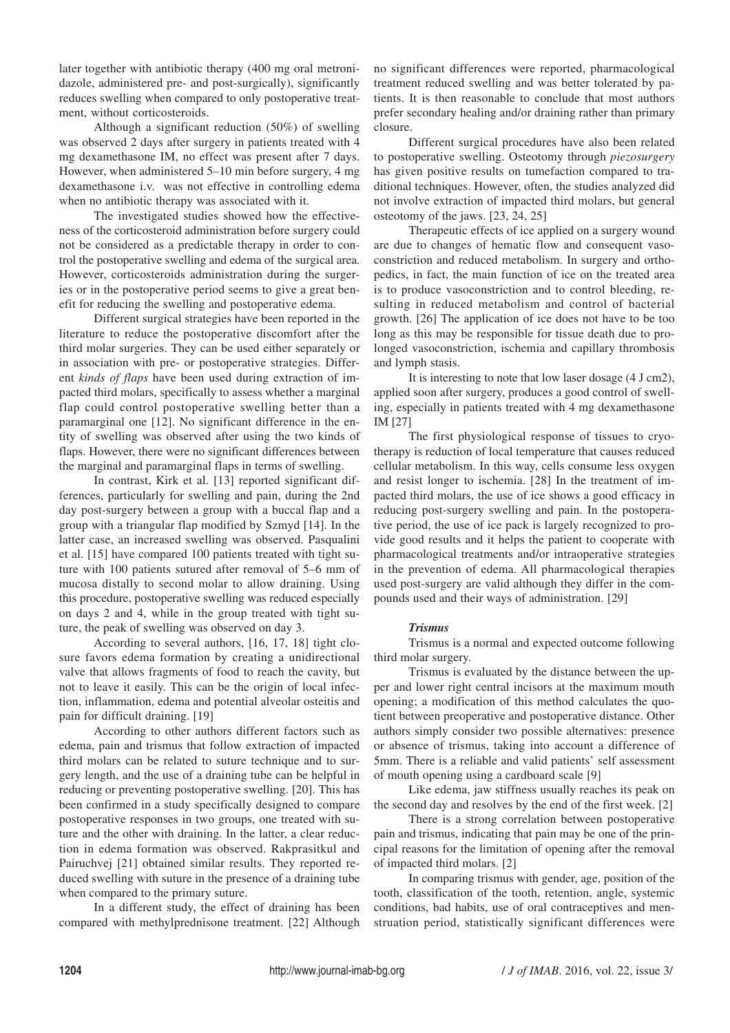later together with antibiotic therapy (400 mg oral metronidazole, administered pre- and post-surgically), significantly reduces swelling when compared to only postoperative treatment, without corticosteroids.

Although a significant reduction (50%) of swelling was observed 2 days after surgery in patients treated with 4 mg dexamethasone IM, no effect was present after 7 days. However, when administered 5–10 min before surgery, 4 mg dexamethasone i.v. was not effective in controlling edema when no antibiotic therapy was associated with it.

The investigated studies showed how the effectiveness of the corticosteroid administration before surgery could not be considered as a predictable therapy in order to control the postoperative swelling and edema of the surgical area. However, corticosteroids administration during the surgeries or in the postoperative period seems to give a great benefit for reducing the swelling and postoperative edema.

Different surgical strategies have been reported in the literature to reduce the postoperative discomfort after the third molar surgeries. They can be used either separately or in association with pre- or postoperative strategies. Different *kinds of flaps* have been used during extraction of impacted third molars, specifically to assess whether a marginal flap could control postoperative swelling better than a paramarginal one [12]. No significant difference in the entity of swelling was observed after using the two kinds of flaps. However, there were no significant differences between the marginal and paramarginal flaps in terms of swelling.

In contrast, Kirk et al. [13] reported significant differences, particularly for swelling and pain, during the 2nd day post-surgery between a group with a buccal flap and a group with a triangular flap modified by Szmyd [14]. In the latter case, an increased swelling was observed. Pasqualini et al. [15] have compared 100 patients treated with tight suture with 100 patients sutured after removal of 5–6 mm of mucosa distally to second molar to allow draining. Using this procedure, postoperative swelling was reduced especially on days 2 and 4, while in the group treated with tight suture, the peak of swelling was observed on day 3.

According to several authors, [16, 17, 18] tight closure favors edema formation by creating a unidirectional valve that allows fragments of food to reach the cavity, but not to leave it easily. This can be the origin of local infection, inflammation, edema and potential alveolar osteitis and pain for difficult draining. [19]

According to other authors different factors such as edema, pain and trismus that follow extraction of impacted third molars can be related to suture technique and to surgery length, and the use of a draining tube can be helpful in reducing or preventing postoperative swelling. [20]. This has been confirmed in a study specifically designed to compare postoperative responses in two groups, one treated with suture and the other with draining. In the latter, a clear reduction in edema formation was observed. Rakprasitkul and Pairuchvej [21] obtained similar results. They reported reduced swelling with suture in the presence of a draining tube when compared to the primary suture.

In a different study, the effect of draining has been compared with methylprednisone treatment. [22] Although no significant differences were reported, pharmacological treatment reduced swelling and was better tolerated by patients. It is then reasonable to conclude that most authors prefer secondary healing and/or draining rather than primary closure.

Different surgical procedures have also been related to postoperative swelling. Osteotomy through *piezosurgery* has given positive results on tumefaction compared to traditional techniques. However, often, the studies analyzed did not involve extraction of impacted third molars, but general osteotomy of the jaws. [23, 24, 25]

Therapeutic effects of ice applied on a surgery wound are due to changes of hematic flow and consequent vasoconstriction and reduced metabolism. In surgery and orthopedics, in fact, the main function of ice on the treated area is to produce vasoconstriction and to control bleeding, resulting in reduced metabolism and control of bacterial growth. [26] The application of ice does not have to be too long as this may be responsible for tissue death due to prolonged vasoconstriction, ischemia and capillary thrombosis and lymph stasis.

It is interesting to note that low laser dosage (4 J cm2), applied soon after surgery, produces a good control of swelling, especially in patients treated with 4 mg dexamethasone IM [27]

The first physiological response of tissues to cryotherapy is reduction of local temperature that causes reduced cellular metabolism. In this way, cells consume less oxygen and resist longer to ischemia. [28] In the treatment of impacted third molars, the use of ice shows a good efficacy in reducing post-surgery swelling and pain. In the postoperative period, the use of ice pack is largely recognized to provide good results and it helps the patient to cooperate with pharmacological treatments and/or intraoperative strategies in the prevention of edema. All pharmacological therapies used post-surgery are valid although they differ in the compounds used and their ways of administration. [29]

***Trismus***

Trismus is a normal and expected outcome following third molar surgery.

Trismus is evaluated by the distance between the upper and lower right central incisors at the maximum mouth opening; a modification of this method calculates the quotient between preoperative and postoperative distance. Other authors simply consider two possible alternatives: presence or absence of trismus, taking into account a difference of 5mm. There is a reliable and valid patients' self assessment of mouth opening using a cardboard scale [9]

Like edema, jaw stiffness usually reaches its peak on the second day and resolves by the end of the first week. [2]

There is a strong correlation between postoperative pain and trismus, indicating that pain may be one of the principal reasons for the limitation of opening after the removal of impacted third molars. [2]

In comparing trismus with gender, age, position of the tooth, classification of the tooth, retention, angle, systemic conditions, bad habits, use of oral contraceptives and menstruation period, statistically significant differences were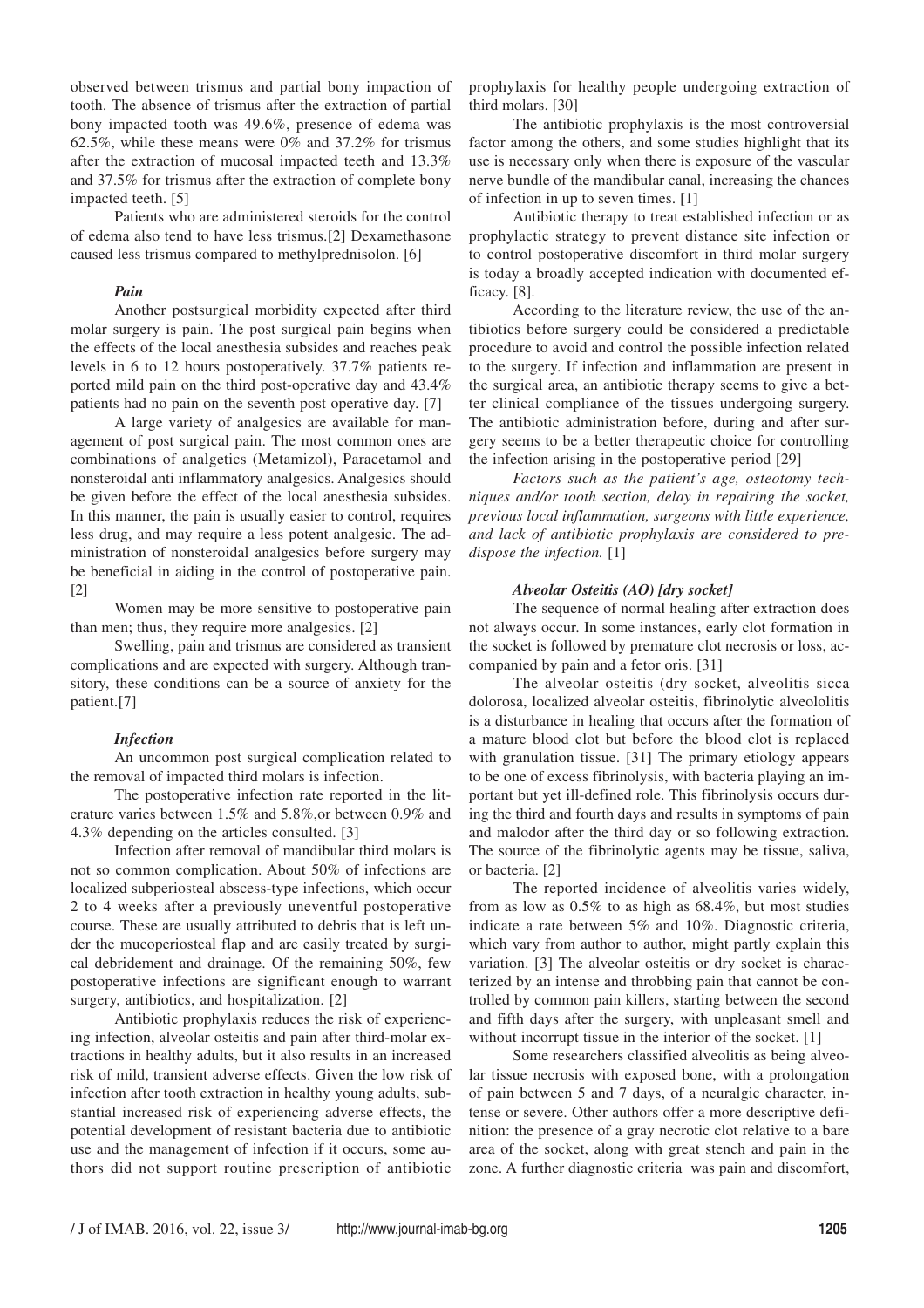observed between trismus and partial bony impaction of tooth. The absence of trismus after the extraction of partial bony impacted tooth was 49.6%, presence of edema was 62.5%, while these means were 0% and 37.2% for trismus after the extraction of mucosal impacted teeth and 13.3% and 37.5% for trismus after the extraction of complete bony impacted teeth. [5]

Patients who are administered steroids for the control of edema also tend to have less trismus.[2] Dexamethasone caused less trismus compared to methylprednisolon. [6]

### *Pain*

Another postsurgical morbidity expected after third molar surgery is pain. The post surgical pain begins when the effects of the local anesthesia subsides and reaches peak levels in 6 to 12 hours postoperatively. 37.7% patients reported mild pain on the third post-operative day and 43.4% patients had no pain on the seventh post operative day. [7]

A large variety of analgesics are available for management of post surgical pain. The most common ones are combinations of analgetics (Metamizol), Paracetamol and nonsteroidal anti inflammatory analgesics. Analgesics should be given before the effect of the local anesthesia subsides. In this manner, the pain is usually easier to control, requires less drug, and may require a less potent analgesic. The administration of nonsteroidal analgesics before surgery may be beneficial in aiding in the control of postoperative pain. [2]

Women may be more sensitive to postoperative pain than men; thus, they require more analgesics. [2]

Swelling, pain and trismus are considered as transient complications and are expected with surgery. Although transitory, these conditions can be a source of anxiety for the patient.[7]

### *Infection*

An uncommon post surgical complication related to the removal of impacted third molars is infection.

The postoperative infection rate reported in the literature varies between 1.5% and 5.8%,or between 0.9% and 4.3% depending on the articles consulted. [3]

Infection after removal of mandibular third molars is not so common complication. About 50% of infections are localized subperiosteal abscess-type infections, which occur 2 to 4 weeks after a previously uneventful postoperative course. These are usually attributed to debris that is left under the mucoperiosteal flap and are easily treated by surgical debridement and drainage. Of the remaining 50%, few postoperative infections are significant enough to warrant surgery, antibiotics, and hospitalization. [2]

Antibiotic prophylaxis reduces the risk of experiencing infection, alveolar osteitis and pain after third-molar extractions in healthy adults, but it also results in an increased risk of mild, transient adverse effects. Given the low risk of infection after tooth extraction in healthy young adults, substantial increased risk of experiencing adverse effects, the potential development of resistant bacteria due to antibiotic use and the management of infection if it occurs, some authors did not support routine prescription of antibiotic prophylaxis for healthy people undergoing extraction of third molars. [30]

The antibiotic prophylaxis is the most controversial factor among the others, and some studies highlight that its use is necessary only when there is exposure of the vascular nerve bundle of the mandibular canal, increasing the chances of infection in up to seven times. [1]

Antibiotic therapy to treat established infection or as prophylactic strategy to prevent distance site infection or to control postoperative discomfort in third molar surgery is today a broadly accepted indication with documented efficacy. [8].

According to the literature review, the use of the antibiotics before surgery could be considered a predictable procedure to avoid and control the possible infection related to the surgery. If infection and inflammation are present in the surgical area, an antibiotic therapy seems to give a better clinical compliance of the tissues undergoing surgery. The antibiotic administration before, during and after surgery seems to be a better therapeutic choice for controlling the infection arising in the postoperative period [29]

*Factors such as the patient's age, osteotomy techniques and/or tooth section, delay in repairing the socket, previous local inflammation, surgeons with little experience, and lack of antibiotic prophylaxis are considered to predispose the infection.* [1]

### *Alveolar Osteitis (AO) [dry socket]*

The sequence of normal healing after extraction does not always occur. In some instances, early clot formation in the socket is followed by premature clot necrosis or loss, accompanied by pain and a fetor oris. [31]

The alveolar osteitis (dry socket, alveolitis sicca dolorosa, localized alveolar osteitis, fibrinolytic alveololitis is a disturbance in healing that occurs after the formation of a mature blood clot but before the blood clot is replaced with granulation tissue. [31] The primary etiology appears to be one of excess fibrinolysis, with bacteria playing an important but yet ill-defined role. This fibrinolysis occurs during the third and fourth days and results in symptoms of pain and malodor after the third day or so following extraction. The source of the fibrinolytic agents may be tissue, saliva, or bacteria. [2]

The reported incidence of alveolitis varies widely, from as low as 0.5% to as high as 68.4%, but most studies indicate a rate between 5% and 10%. Diagnostic criteria, which vary from author to author, might partly explain this variation. [3] The alveolar osteitis or dry socket is characterized by an intense and throbbing pain that cannot be controlled by common pain killers, starting between the second and fifth days after the surgery, with unpleasant smell and without incorrupt tissue in the interior of the socket. [1]

Some researchers classified alveolitis as being alveolar tissue necrosis with exposed bone, with a prolongation of pain between 5 and 7 days, of a neuralgic character, intense or severe. Other authors offer a more descriptive definition: the presence of a gray necrotic clot relative to a bare area of the socket, along with great stench and pain in the zone. A further diagnostic criteria was pain and discomfort,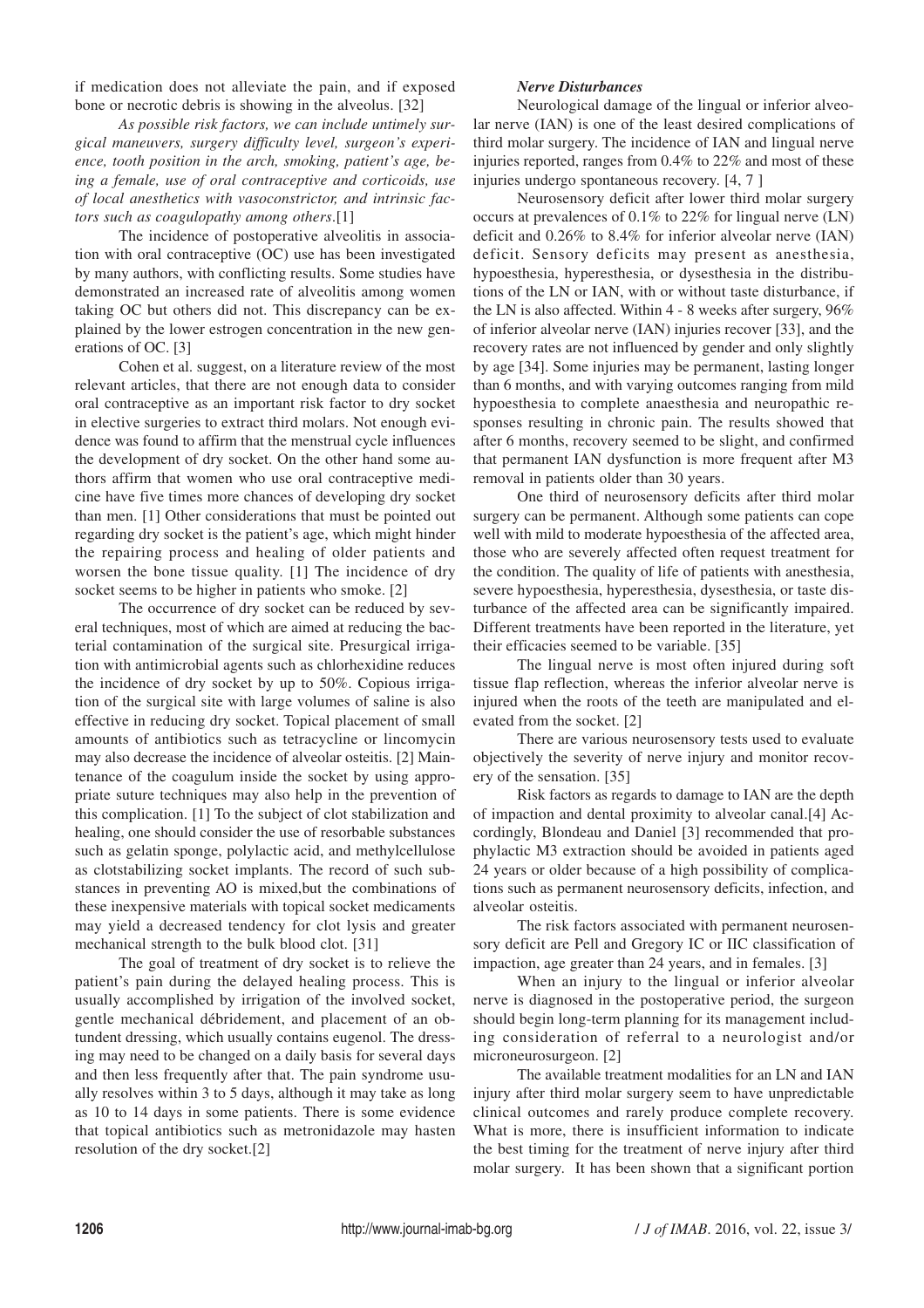if medication does not alleviate the pain, and if exposed bone or necrotic debris is showing in the alveolus. [32]

*As possible risk factors, we can include untimely surgical maneuvers, surgery difficulty level, surgeon's experience, tooth position in the arch, smoking, patient's age, being a female, use of oral contraceptive and corticoids, use of local anesthetics with vasoconstrictor, and intrinsic factors such as coagulopathy among others*.[1]

The incidence of postoperative alveolitis in association with oral contraceptive (OC) use has been investigated by many authors, with conflicting results. Some studies have demonstrated an increased rate of alveolitis among women taking OC but others did not. This discrepancy can be explained by the lower estrogen concentration in the new generations of OC. [3]

Cohen et al. suggest, on a literature review of the most relevant articles, that there are not enough data to consider oral contraceptive as an important risk factor to dry socket in elective surgeries to extract third molars. Not enough evidence was found to affirm that the menstrual cycle influences the development of dry socket. On the other hand some authors affirm that women who use oral contraceptive medicine have five times more chances of developing dry socket than men. [1] Other considerations that must be pointed out regarding dry socket is the patient's age, which might hinder the repairing process and healing of older patients and worsen the bone tissue quality. [1] The incidence of dry socket seems to be higher in patients who smoke. [2]

The occurrence of dry socket can be reduced by several techniques, most of which are aimed at reducing the bacterial contamination of the surgical site. Presurgical irrigation with antimicrobial agents such as chlorhexidine reduces the incidence of dry socket by up to 50%. Copious irrigation of the surgical site with large volumes of saline is also effective in reducing dry socket. Topical placement of small amounts of antibiotics such as tetracycline or lincomycin may also decrease the incidence of alveolar osteitis. [2] Maintenance of the coagulum inside the socket by using appropriate suture techniques may also help in the prevention of this complication. [1] To the subject of clot stabilization and healing, one should consider the use of resorbable substances such as gelatin sponge, polylactic acid, and methylcellulose as clotstabilizing socket implants. The record of such substances in preventing AO is mixed,but the combinations of these inexpensive materials with topical socket medicaments may yield a decreased tendency for clot lysis and greater mechanical strength to the bulk blood clot. [31]

The goal of treatment of dry socket is to relieve the patient's pain during the delayed healing process. This is usually accomplished by irrigation of the involved socket, gentle mechanical débridement, and placement of an obtundent dressing, which usually contains eugenol. The dressing may need to be changed on a daily basis for several days and then less frequently after that. The pain syndrome usually resolves within 3 to 5 days, although it may take as long as 10 to 14 days in some patients. There is some evidence that topical antibiotics such as metronidazole may hasten resolution of the dry socket.[2]

***Nerve Disturbances***

Neurological damage of the lingual or inferior alveolar nerve (IAN) is one of the least desired complications of third molar surgery. The incidence of IAN and lingual nerve injuries reported, ranges from 0.4% to 22% and most of these injuries undergo spontaneous recovery. [4, 7 ]

Neurosensory deficit after lower third molar surgery occurs at prevalences of 0.1% to 22% for lingual nerve (LN) deficit and 0.26% to 8.4% for inferior alveolar nerve (IAN) deficit. Sensory deficits may present as anesthesia, hypoesthesia, hyperesthesia, or dysesthesia in the distributions of the LN or IAN, with or without taste disturbance, if the LN is also affected. Within 4 - 8 weeks after surgery, 96% of inferior alveolar nerve (IAN) injuries recover [33], and the recovery rates are not influenced by gender and only slightly by age [34]. Some injuries may be permanent, lasting longer than 6 months, and with varying outcomes ranging from mild hypoesthesia to complete anaesthesia and neuropathic responses resulting in chronic pain. The results showed that after 6 months, recovery seemed to be slight, and confirmed that permanent IAN dysfunction is more frequent after M3 removal in patients older than 30 years.

One third of neurosensory deficits after third molar surgery can be permanent. Although some patients can cope well with mild to moderate hypoesthesia of the affected area, those who are severely affected often request treatment for the condition. The quality of life of patients with anesthesia, severe hypoesthesia, hyperesthesia, dysesthesia, or taste disturbance of the affected area can be significantly impaired. Different treatments have been reported in the literature, yet their efficacies seemed to be variable. [35]

The lingual nerve is most often injured during soft tissue flap reflection, whereas the inferior alveolar nerve is injured when the roots of the teeth are manipulated and elevated from the socket. [2]

There are various neurosensory tests used to evaluate objectively the severity of nerve injury and monitor recovery of the sensation. [35]

Risk factors as regards to damage to IAN are the depth of impaction and dental proximity to alveolar canal.[4] Accordingly, Blondeau and Daniel [3] recommended that prophylactic M3 extraction should be avoided in patients aged 24 years or older because of a high possibility of complications such as permanent neurosensory deficits, infection, and alveolar osteitis.

The risk factors associated with permanent neurosensory deficit are Pell and Gregory IC or IIC classification of impaction, age greater than 24 years, and in females. [3]

When an injury to the lingual or inferior alveolar nerve is diagnosed in the postoperative period, the surgeon should begin long-term planning for its management including consideration of referral to a neurologist and/or microneurosurgeon. [2]

The available treatment modalities for an LN and IAN injury after third molar surgery seem to have unpredictable clinical outcomes and rarely produce complete recovery. What is more, there is insufficient information to indicate the best timing for the treatment of nerve injury after third molar surgery. It has been shown that a significant portion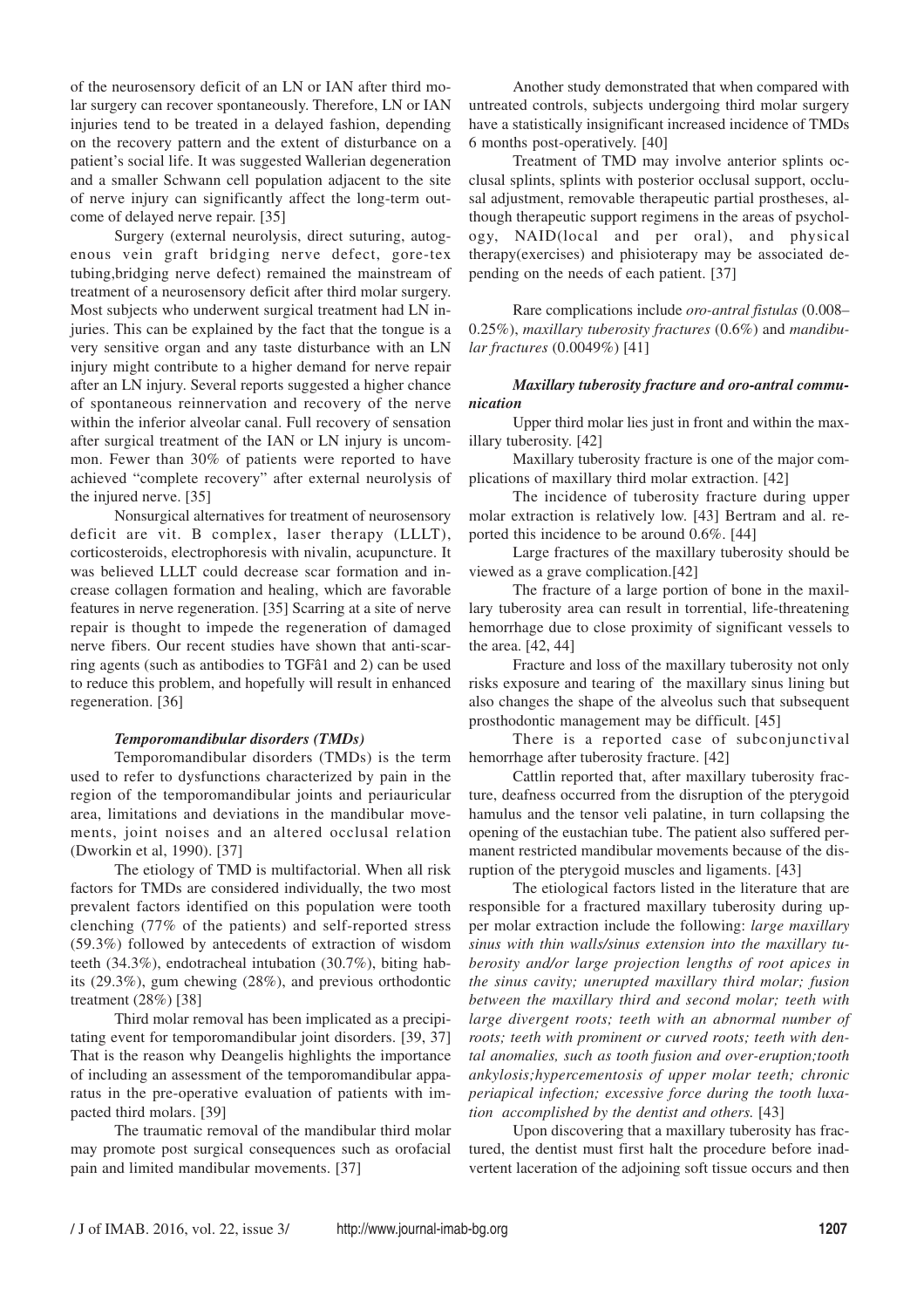of the neurosensory deficit of an LN or IAN after third molar surgery can recover spontaneously. Therefore, LN or IAN injuries tend to be treated in a delayed fashion, depending on the recovery pattern and the extent of disturbance on a patient's social life. It was suggested Wallerian degeneration and a smaller Schwann cell population adjacent to the site of nerve injury can significantly affect the long-term outcome of delayed nerve repair. [35]

Surgery (external neurolysis, direct suturing, autogenous vein graft bridging nerve defect, gore-tex tubing,bridging nerve defect) remained the mainstream of treatment of a neurosensory deficit after third molar surgery. Most subjects who underwent surgical treatment had LN injuries. This can be explained by the fact that the tongue is a very sensitive organ and any taste disturbance with an LN injury might contribute to a higher demand for nerve repair after an LN injury. Several reports suggested a higher chance of spontaneous reinnervation and recovery of the nerve within the inferior alveolar canal. Full recovery of sensation after surgical treatment of the IAN or LN injury is uncommon. Fewer than 30% of patients were reported to have achieved "complete recovery" after external neurolysis of the injured nerve. [35]

Nonsurgical alternatives for treatment of neurosensory deficit are vit. B complex, laser therapy (LLLT), corticosteroids, electrophoresis with nivalin, acupuncture. It was believed LLLT could decrease scar formation and increase collagen formation and healing, which are favorable features in nerve regeneration. [35] Scarring at a site of nerve repair is thought to impede the regeneration of damaged nerve fibers. Our recent studies have shown that anti-scarring agents (such as antibodies to TGFâ1 and 2) can be used to reduce this problem, and hopefully will result in enhanced regeneration. [36]

### *Temporomandibular disorders (TMDs)*

Temporomandibular disorders (TMDs) is the term used to refer to dysfunctions characterized by pain in the region of the temporomandibular joints and periauricular area, limitations and deviations in the mandibular movements, joint noises and an altered occlusal relation (Dworkin et al, 1990). [37]

The etiology of TMD is multifactorial. When all risk factors for TMDs are considered individually, the two most prevalent factors identified on this population were tooth clenching (77% of the patients) and self-reported stress (59.3%) followed by antecedents of extraction of wisdom teeth (34.3%), endotracheal intubation (30.7%), biting habits (29.3%), gum chewing (28%), and previous orthodontic treatment (28%) [38]

Third molar removal has been implicated as a precipitating event for temporomandibular joint disorders. [39, 37] That is the reason why Deangelis highlights the importance of including an assessment of the temporomandibular apparatus in the pre-operative evaluation of patients with impacted third molars. [39]

The traumatic removal of the mandibular third molar may promote post surgical consequences such as orofacial pain and limited mandibular movements. [37]

Another study demonstrated that when compared with untreated controls, subjects undergoing third molar surgery have a statistically insignificant increased incidence of TMDs 6 months post-operatively. [40]

Treatment of TMD may involve anterior splints occlusal splints, splints with posterior occlusal support, occlusal adjustment, removable therapeutic partial prostheses, although therapeutic support regimens in the areas of psychology, NAID(local and per oral), and physical therapy(exercises) and phisioterapy may be associated depending on the needs of each patient. [37]

Rare complications include *oro-antral fistulas* (0.008–0.25%), *maxillary tuberosity fractures* (0.6%) and *mandibular fractures* (0.0049%) [41]

### *Maxillary tuberosity fracture and oro-antral communication*

Upper third molar lies just in front and within the maxillary tuberosity. [42]

Maxillary tuberosity fracture is one of the major complications of maxillary third molar extraction. [42]

The incidence of tuberosity fracture during upper molar extraction is relatively low. [43] Bertram and al. reported this incidence to be around 0.6%. [44]

Large fractures of the maxillary tuberosity should be viewed as a grave complication.[42]

The fracture of a large portion of bone in the maxillary tuberosity area can result in torrential, life-threatening hemorrhage due to close proximity of significant vessels to the area. [42, 44]

Fracture and loss of the maxillary tuberosity not only risks exposure and tearing of the maxillary sinus lining but also changes the shape of the alveolus such that subsequent prosthodontic management may be difficult. [45]

There is a reported case of subconjunctival hemorrhage after tuberosity fracture. [42]

Cattlin reported that, after maxillary tuberosity fracture, deafness occurred from the disruption of the pterygoid hamulus and the tensor veli palatine, in turn collapsing the opening of the eustachian tube. The patient also suffered permanent restricted mandibular movements because of the disruption of the pterygoid muscles and ligaments. [43]

The etiological factors listed in the literature that are responsible for a fractured maxillary tuberosity during upper molar extraction include the following: *large maxillary sinus with thin walls/sinus extension into the maxillary tuberosity and/or large projection lengths of root apices in the sinus cavity; unerupted maxillary third molar; fusion between the maxillary third and second molar; teeth with large divergent roots; teeth with an abnormal number of roots; teeth with prominent or curved roots; teeth with dental anomalies, such as tooth fusion and over-eruption;tooth ankylosis;hypercementosis of upper molar teeth; chronic periapical infection; excessive force during the tooth luxation accomplished by the dentist and others.* [43]

Upon discovering that a maxillary tuberosity has fractured, the dentist must first halt the procedure before inadvertent laceration of the adjoining soft tissue occurs and then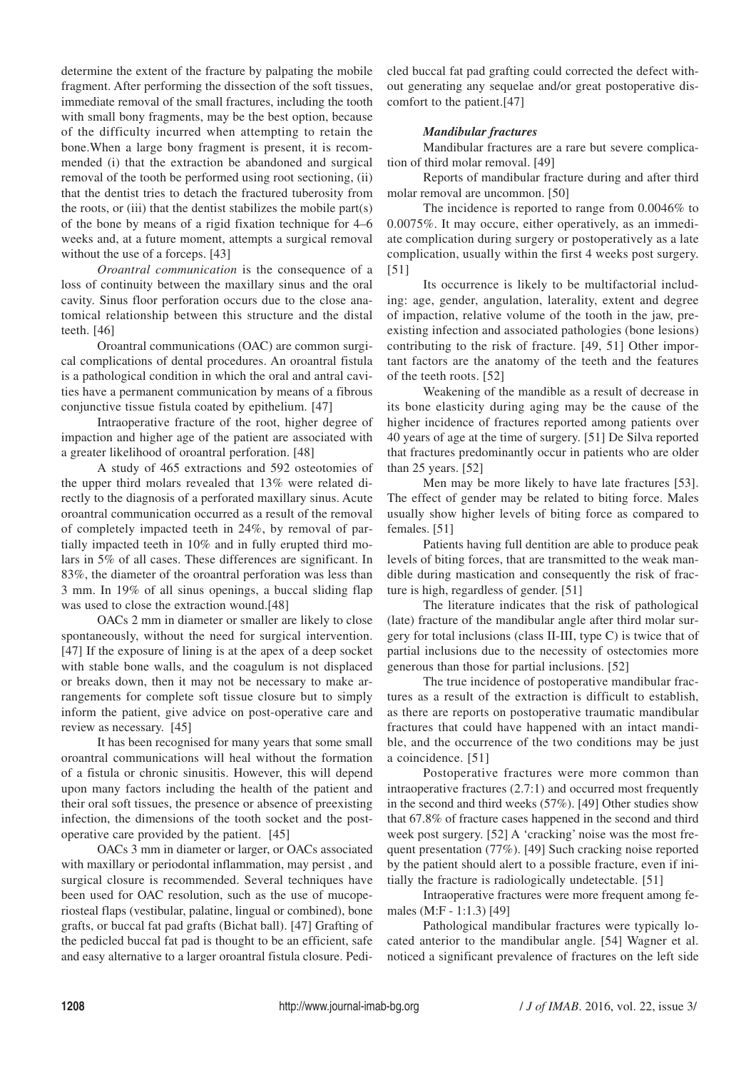determine the extent of the fracture by palpating the mobile fragment. After performing the dissection of the soft tissues, immediate removal of the small fractures, including the tooth with small bony fragments, may be the best option, because of the difficulty incurred when attempting to retain the bone.When a large bony fragment is present, it is recommended (i) that the extraction be abandoned and surgical removal of the tooth be performed using root sectioning, (ii) that the dentist tries to detach the fractured tuberosity from the roots, or (iii) that the dentist stabilizes the mobile part(s) of the bone by means of a rigid fixation technique for 4–6 weeks and, at a future moment, attempts a surgical removal without the use of a forceps. [43]

*Oroantral communication* is the consequence of a loss of continuity between the maxillary sinus and the oral cavity. Sinus floor perforation occurs due to the close anatomical relationship between this structure and the distal teeth. [46]

Oroantral communications (OAC) are common surgical complications of dental procedures. An oroantral fistula is a pathological condition in which the oral and antral cavities have a permanent communication by means of a fibrous conjunctive tissue fistula coated by epithelium. [47]

Intraoperative fracture of the root, higher degree of impaction and higher age of the patient are associated with a greater likelihood of oroantral perforation. [48]

A study of 465 extractions and 592 osteotomies of the upper third molars revealed that 13% were related directly to the diagnosis of a perforated maxillary sinus. Acute oroantral communication occurred as a result of the removal of completely impacted teeth in 24%, by removal of partially impacted teeth in 10% and in fully erupted third molars in 5% of all cases. These differences are significant. In 83%, the diameter of the oroantral perforation was less than 3 mm. In 19% of all sinus openings, a buccal sliding flap was used to close the extraction wound.[48]

OACs 2 mm in diameter or smaller are likely to close spontaneously, without the need for surgical intervention. [47] If the exposure of lining is at the apex of a deep socket with stable bone walls, and the coagulum is not displaced or breaks down, then it may not be necessary to make arrangements for complete soft tissue closure but to simply inform the patient, give advice on post-operative care and review as necessary. [45]

It has been recognised for many years that some small oroantral communications will heal without the formation of a fistula or chronic sinusitis. However, this will depend upon many factors including the health of the patient and their oral soft tissues, the presence or absence of preexisting infection, the dimensions of the tooth socket and the post-operative care provided by the patient. [45]

OACs 3 mm in diameter or larger, or OACs associated with maxillary or periodontal inflammation, may persist , and surgical closure is recommended. Several techniques have been used for OAC resolution, such as the use of mucoperiosteal flaps (vestibular, palatine, lingual or combined), bone grafts, or buccal fat pad grafts (Bichat ball). [47] Grafting of the pedicled buccal fat pad is thought to be an efficient, safe and easy alternative to a larger oroantral fistula closure. Pedicled buccal fat pad grafting could corrected the defect without generating any sequelae and/or great postoperative discomfort to the patient.[47]

### *Mandibular fractures*

Mandibular fractures are a rare but severe complication of third molar removal. [49]

Reports of mandibular fracture during and after third molar removal are uncommon. [50]

The incidence is reported to range from 0.0046% to 0.0075%. It may occure, either operatively, as an immediate complication during surgery or postoperatively as a late complication, usually within the first 4 weeks post surgery. [51]

Its occurrence is likely to be multifactorial including: age, gender, angulation, laterality, extent and degree of impaction, relative volume of the tooth in the jaw, preexisting infection and associated pathologies (bone lesions) contributing to the risk of fracture. [49, 51] Other important factors are the anatomy of the teeth and the features of the teeth roots. [52]

Weakening of the mandible as a result of decrease in its bone elasticity during aging may be the cause of the higher incidence of fractures reported among patients over 40 years of age at the time of surgery. [51] De Silva reported that fractures predominantly occur in patients who are older than 25 years. [52]

Men may be more likely to have late fractures [53]. The effect of gender may be related to biting force. Males usually show higher levels of biting force as compared to females. [51]

Patients having full dentition are able to produce peak levels of biting forces, that are transmitted to the weak mandible during mastication and consequently the risk of fracture is high, regardless of gender. [51]

The literature indicates that the risk of pathological (late) fracture of the mandibular angle after third molar surgery for total inclusions (class II-III, type C) is twice that of partial inclusions due to the necessity of ostectomies more generous than those for partial inclusions. [52]

The true incidence of postoperative mandibular fractures as a result of the extraction is difficult to establish, as there are reports on postoperative traumatic mandibular fractures that could have happened with an intact mandible, and the occurrence of the two conditions may be just a coincidence. [51]

Postoperative fractures were more common than intraoperative fractures (2.7:1) and occurred most frequently in the second and third weeks (57%). [49] Other studies show that 67.8% of fracture cases happened in the second and third week post surgery. [52] A 'cracking' noise was the most frequent presentation (77%). [49] Such cracking noise reported by the patient should alert to a possible fracture, even if initially the fracture is radiologically undetectable. [51]

Intraoperative fractures were more frequent among females (M:F - 1:1.3) [49]

Pathological mandibular fractures were typically located anterior to the mandibular angle. [54] Wagner et al. noticed a significant prevalence of fractures on the left side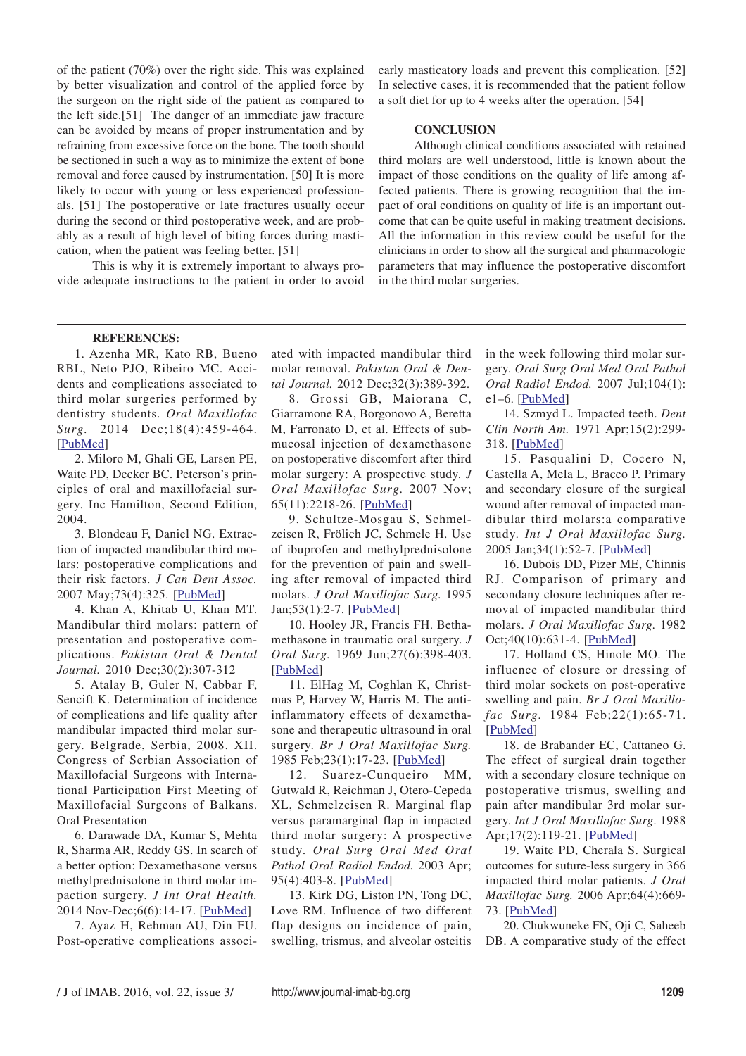of the patient (70%) over the right side. This was explained by better visualization and control of the applied force by the surgeon on the right side of the patient as compared to the left side.[51] The danger of an immediate jaw fracture can be avoided by means of proper instrumentation and by refraining from excessive force on the bone. The tooth should be sectioned in such a way as to minimize the extent of bone removal and force caused by instrumentation. [50] It is more likely to occur with young or less experienced professionals. [51] The postoperative or late fractures usually occur during the second or third postoperative week, and are probably as a result of high level of biting forces during mastication, when the patient was feeling better. [51]

This is why it is extremely important to always provide adequate instructions to the patient in order to avoid early masticatory loads and prevent this complication. [52] In selective cases, it is recommended that the patient follow a soft diet for up to 4 weeks after the operation. [54]

## CONCLUSION

Although clinical conditions associated with retained third molars are well understood, little is known about the impact of those conditions on the quality of life among affected patients. There is growing recognition that the impact of oral conditions on quality of life is an important outcome that can be quite useful in making treatment decisions. All the information in this review could be useful for the clinicians in order to show all the surgical and pharmacologic parameters that may influence the postoperative discomfort in the third molar surgeries.

## REFERENCES:

1. Azenha MR, Kato RB, Bueno RBL, Neto PJO, Ribeiro MC. Accidents and complications associated to third molar surgeries performed by dentistry students. *Oral Maxillofac Surg.* 2014 Dec;18(4):459-464. [PubMed]

2. Miloro M, Ghali GE, Larsen PE, Waite PD, Decker BC. Peterson's principles of oral and maxillofacial surgery. Inc Hamilton, Second Edition, 2004.

3. Blondeau F, Daniel NG. Extraction of impacted mandibular third molars: postoperative complications and their risk factors. *J Can Dent Assoc.* 2007 May;73(4):325. [PubMed]

4. Khan A, Khitab U, Khan MT. Mandibular third molars: pattern of presentation and postoperative complications. *Pakistan Oral & Dental Journal.* 2010 Dec;30(2):307-312

5. Atalay B, Guler N, Cabbar F, Sencift K. Determination of incidence of complications and life quality after mandibular impacted third molar surgery. Belgrade, Serbia, 2008. XII. Congress of Serbian Association of Maxillofacial Surgeons with International Participation First Meeting of Maxillofacial Surgeons of Balkans. Oral Presentation

6. Darawade DA, Kumar S, Mehta R, Sharma AR, Reddy GS. In search of a better option: Dexamethasone versus methylprednisolone in third molar impaction surgery. *J Int Oral Health.* 2014 Nov-Dec;6(6):14-17. [PubMed]

7. Ayaz H, Rehman AU, Din FU. Post-operative complications associated with impacted mandibular third molar removal. *Pakistan Oral & Dental Journal.* 2012 Dec;32(3):389-392.

8. Grossi GB, Maiorana C, Giarramone RA, Borgonovo A, Beretta M, Farronato D, et al. Effects of submucosal injection of dexamethasone on postoperative discomfort after third molar surgery: A prospective study. *J Oral Maxillofac Surg.* 2007 Nov; 65(11):2218-26. [PubMed]

9. Schultze-Mosgau S, Schmelzeisen R, Frölich JC, Schmele H. Use of ibuprofen and methylprednisolone for the prevention of pain and swelling after removal of impacted third molars. *J Oral Maxillofac Surg.* 1995 Jan;53(1):2-7. [PubMed]

10. Hooley JR, Francis FH. Bethamethasone in traumatic oral surgery. *J Oral Surg.* 1969 Jun;27(6):398-403. [PubMed]

11. ElHag M, Coghlan K, Christmas P, Harvey W, Harris M. The anti-inflammatory effects of dexamethasone and therapeutic ultrasound in oral surgery. *Br J Oral Maxillofac Surg.* 1985 Feb;23(1):17-23. [PubMed]

12. Suarez-Cunqueiro MM, Gutwald R, Reichman J, Otero-Cepeda XL, Schmelzeisen R. Marginal flap versus paramarginal flap in impacted third molar surgery: A prospective study. *Oral Surg Oral Med Oral Pathol Oral Radiol Endod.* 2003 Apr; 95(4):403-8. [PubMed]

13. Kirk DG, Liston PN, Tong DC, Love RM. Influence of two different flap designs on incidence of pain, swelling, trismus, and alveolar osteitis in the week following third molar surgery. *Oral Surg Oral Med Oral Pathol Oral Radiol Endod.* 2007 Jul;104(1): e1–6. [PubMed]

14. Szmyd L. Impacted teeth. *Dent Clin North Am.* 1971 Apr;15(2):299-318. [PubMed]

15. Pasqualini D, Cocero N, Castella A, Mela L, Bracco P. Primary and secondary closure of the surgical wound after removal of impacted mandibular third molars:a comparative study. *Int J Oral Maxillofac Surg.* 2005 Jan;34(1):52-7. [PubMed]

16. Dubois DD, Pizer ME, Chinnis RJ. Comparison of primary and secondary closure techniques after removal of impacted mandibular third molars. *J Oral Maxillofac Surg.* 1982 Oct;40(10):631-4. [PubMed]

17. Holland CS, Hinole MO. The influence of closure or dressing of third molar sockets on post-operative swelling and pain. *Br J Oral Maxillofac Surg.* 1984 Feb;22(1):65-71. [PubMed]

18. de Brabander EC, Cattaneo G. The effect of surgical drain together with a secondary closure technique on postoperative trismus, swelling and pain after mandibular 3rd molar surgery. *Int J Oral Maxillofac Surg.* 1988 Apr;17(2):119-21. [PubMed]

19. Waite PD, Cherala S. Surgical outcomes for suture-less surgery in 366 impacted third molar patients. *J Oral Maxillofac Surg.* 2006 Apr;64(4):669-73. [PubMed]

20. Chukwuneke FN, Oji C, Saheeb DB. A comparative study of the effect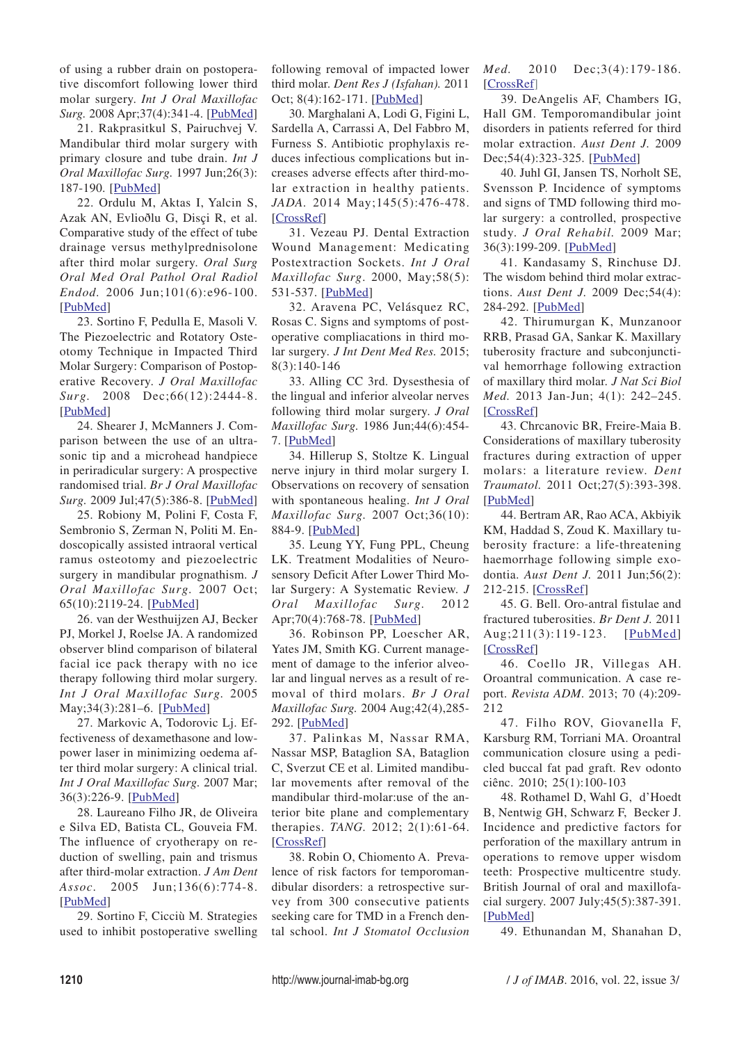of using a rubber drain on postoperative discomfort following lower third molar surgery. *Int J Oral Maxillofac Surg.* 2008 Apr;37(4):341-4. [PubMed]

21. Rakprasitkul S, Pairuchvej V. Mandibular third molar surgery with primary closure and tube drain. *Int J Oral Maxillofac Surg.* 1997 Jun;26(3): 187-190. [PubMed]

22. Ordulu M, Aktas I, Yalcin S, Azak AN, Evlioðlu G, Disçi R, et al. Comparative study of the effect of tube drainage versus methylprednisolone after third molar surgery. *Oral Surg Oral Med Oral Pathol Oral Radiol Endod.* 2006 Jun;101(6):e96-100. [PubMed]

23. Sortino F, Pedulla E, Masoli V. The Piezoelectric and Rotatory Osteotomy Technique in Impacted Third Molar Surgery: Comparison of Postoperative Recovery. *J Oral Maxillofac Surg.* 2008 Dec;66(12):2444-8. [PubMed]

24. Shearer J, McManners J. Comparison between the use of an ultrasonic tip and a microhead handpiece in periradicular surgery: A prospective randomised trial. *Br J Oral Maxillofac Surg.* 2009 Jul;47(5):386-8. [PubMed]

25. Robiony M, Polini F, Costa F, Sembronio S, Zerman N, Politi M. Endoscopically assisted intraoral vertical ramus osteotomy and piezoelectric surgery in mandibular prognathism. *J Oral Maxillofac Surg.* 2007 Oct; 65(10):2119-24. [PubMed]

26. van der Westhuijzen AJ, Becker PJ, Morkel J, Roelse JA. A randomized observer blind comparison of bilateral facial ice pack therapy with no ice therapy following third molar surgery. *Int J Oral Maxillofac Surg.* 2005 May;34(3):281–6. [PubMed]

27. Markovic A, Todorovic Lj. Effectiveness of dexamethasone and low-power laser in minimizing oedema after third molar surgery: A clinical trial. *Int J Oral Maxillofac Surg.* 2007 Mar; 36(3):226-9. [PubMed]

28. Laureano Filho JR, de Oliveira e Silva ED, Batista CL, Gouveia FM. The influence of cryotherapy on reduction of swelling, pain and trismus after third-molar extraction. *J Am Dent Assoc.* 2005 Jun;136(6):774-8. [PubMed]

29. Sortino F, Cicciù M. Strategies used to inhibit postoperative swelling following removal of impacted lower third molar. *Dent Res J (Isfahan).* 2011 Oct; 8(4):162-171. [PubMed]

30. Marghalani A, Lodi G, Figini L, Sardella A, Carrassi A, Del Fabbro M, Furness S. Antibiotic prophylaxis reduces infectious complications but increases adverse effects after third-molar extraction in healthy patients. *JADA.* 2014 May;145(5):476-478. [CrossRef]

31. Vezeau PJ. Dental Extraction Wound Management: Medicating Postextraction Sockets. *Int J Oral Maxillofac Surg.* 2000, May;58(5): 531-537. [PubMed]

32. Aravena PC, Velásquez RC, Rosas C. Signs and symptoms of postoperative complications in third molar surgery. *J Int Dent Med Res.* 2015; 8(3):140-146

33. Alling CC 3rd. Dysesthesia of the lingual and inferior alveolar nerves following third molar surgery. *J Oral Maxillofac Surg.* 1986 Jun;44(6):454-7. [PubMed]

34. Hillerup S, Stoltze K. Lingual nerve injury in third molar surgery I. Observations on recovery of sensation with spontaneous healing. *Int J Oral Maxillofac Surg.* 2007 Oct;36(10): 884-9. [PubMed]

35. Leung YY, Fung PPL, Cheung LK. Treatment Modalities of Neurosensory Deficit After Lower Third Molar Surgery: A Systematic Review. *J Oral Maxillofac Surg.* 2012 Apr;70(4):768-78. [PubMed]

36. Robinson PP, Loescher AR, Yates JM, Smith KG. Current management of damage to the inferior alveolar and lingual nerves as a result of removal of third molars. *Br J Oral Maxillofac Surg.* 2004 Aug;42(4),285-292. [PubMed]

37. Palinkas M, Nassar RMA, Nassar MSP, Bataglion SA, Bataglion C, Sverzut CE et al. Limited mandibular movements after removal of the mandibular third-molar:use of the anterior bite plane and complementary therapies. *TANG.* 2012; 2(1):61-64. [CrossRef]

38. Robin O, Chiomento A. Prevalence of risk factors for temporomandibular disorders: a retrospective survey from 300 consecutive patients seeking care for TMD in a French dental school. *Int J Stomatol Occlusion Med.* 2010 Dec;3(4):179-186. [CrossRef]

39. DeAngelis AF, Chambers IG, Hall GM. Temporomandibular joint disorders in patients referred for third molar extraction. *Aust Dent J.* 2009 Dec;54(4):323-325. [PubMed]

40. Juhl GI, Jansen TS, Norholt SE, Svensson P. Incidence of symptoms and signs of TMD following third molar surgery: a controlled, prospective study. *J Oral Rehabil.* 2009 Mar; 36(3):199-209. [PubMed]

41. Kandasamy S, Rinchuse DJ. The wisdom behind third molar extractions. *Aust Dent J.* 2009 Dec;54(4): 284-292. [PubMed]

42. Thirumurgan K, Munzanoor RRB, Prasad GA, Sankar K. Maxillary tuberosity fracture and subconjunctival hemorrhage following extraction of maxillary third molar. *J Nat Sci Biol Med.* 2013 Jan-Jun; 4(1): 242–245. [CrossRef]

43. Chrcanovic BR, Freire-Maia B. Considerations of maxillary tuberosity fractures during extraction of upper molars: a literature review. *Dent Traumatol.* 2011 Oct;27(5):393-398. [PubMed]

44. Bertram AR, Rao ACA, Akbiyik KM, Haddad S, Zoud K. Maxillary tuberosity fracture: a life-threatening haemorrhage following simple exodontia. *Aust Dent J.* 2011 Jun;56(2): 212-215. [CrossRef]

45. G. Bell. Oro-antral fistulae and fractured tuberosities. *Br Dent J.* 2011 Aug;211(3):119-123. [PubMed] [CrossRef]

46. Coello JR, Villegas AH. Oroantral communication. A case report. *Revista ADM.* 2013; 70 (4):209-212

47. Filho ROV, Giovanella F, Karsburg RM, Torriani MA. Oroantral communication closure using a pedicled buccal fat pad graft. Rev odonto ciênc. 2010; 25(1):100-103

48. Rothamel D, Wahl G, d'Hoedt B, Nentwig GH, Schwarz F, Becker J. Incidence and predictive factors for perforation of the maxillary antrum in operations to remove upper wisdom teeth: Prospective multicentre study. British Journal of oral and maxillofacial surgery. 2007 July;45(5):387-391. [PubMed]

49. Ethunandan M, Shanahan D,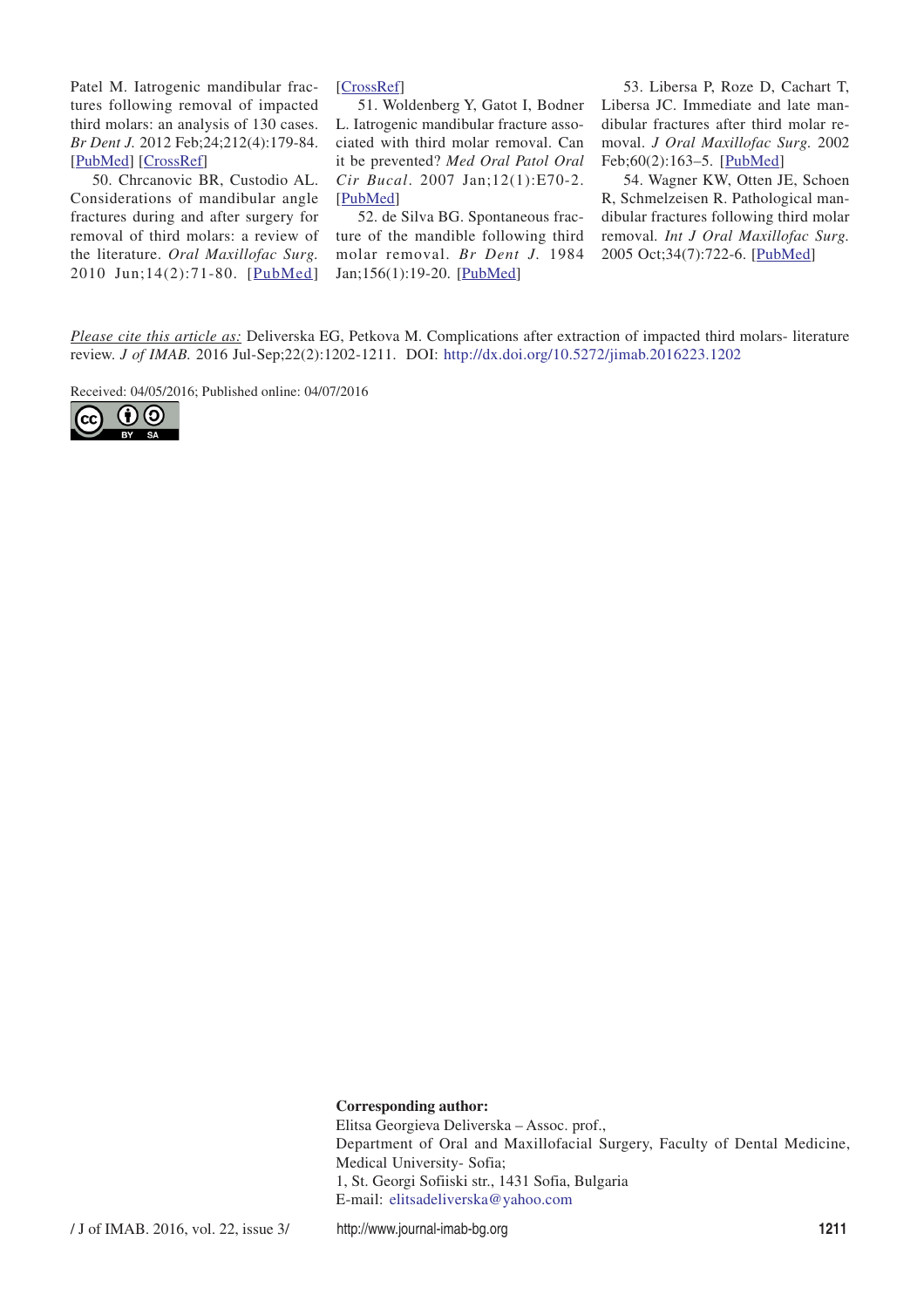Patel M. Iatrogenic mandibular fractures following removal of impacted third molars: an analysis of 130 cases. *Br Dent J.* 2012 Feb;24;212(4):179-84. [PubMed] [CrossRef]

50. Chrcanovic BR, Custodio AL. Considerations of mandibular angle fractures during and after surgery for removal of third molars: a review of the literature. *Oral Maxillofac Surg.* 2010 Jun;14(2):71-80. [PubMed] [CrossRef]

51. Woldenberg Y, Gatot I, Bodner L. Iatrogenic mandibular fracture associated with third molar removal. Can it be prevented? *Med Oral Patol Oral Cir Bucal.* 2007 Jan;12(1):E70-2. [PubMed]

52. de Silva BG. Spontaneous fracture of the mandible following third molar removal. *Br Dent J.* 1984 Jan;156(1):19-20. [PubMed]

53. Libersa P, Roze D, Cachart T, Libersa JC. Immediate and late mandibular fractures after third molar removal. *J Oral Maxillofac Surg.* 2002 Feb;60(2):163–5. [PubMed]

54. Wagner KW, Otten JE, Schoen R, Schmelzeisen R. Pathological mandibular fractures following third molar removal. *Int J Oral Maxillofac Surg.* 2005 Oct;34(7):722-6. [PubMed]

*Please cite this article as:* Deliverska EG, Petkova M. Complications after extraction of impacted third molars- literature review. *J of IMAB.* 2016 Jul-Sep;22(2):1202-1211. DOI: http://dx.doi.org/10.5272/jimab.2016223.1202

Received: 04/05/2016; Published online: 04/07/2016

**Corresponding author:**
Elitsa Georgieva Deliverska – Assoc. prof.,
Department of Oral and Maxillofacial Surgery, Faculty of Dental Medicine, Medical University- Sofia;
1, St. Georgi Sofiiski str., 1431 Sofia, Bulgaria
E-mail: elitsadeliverska@yahoo.com